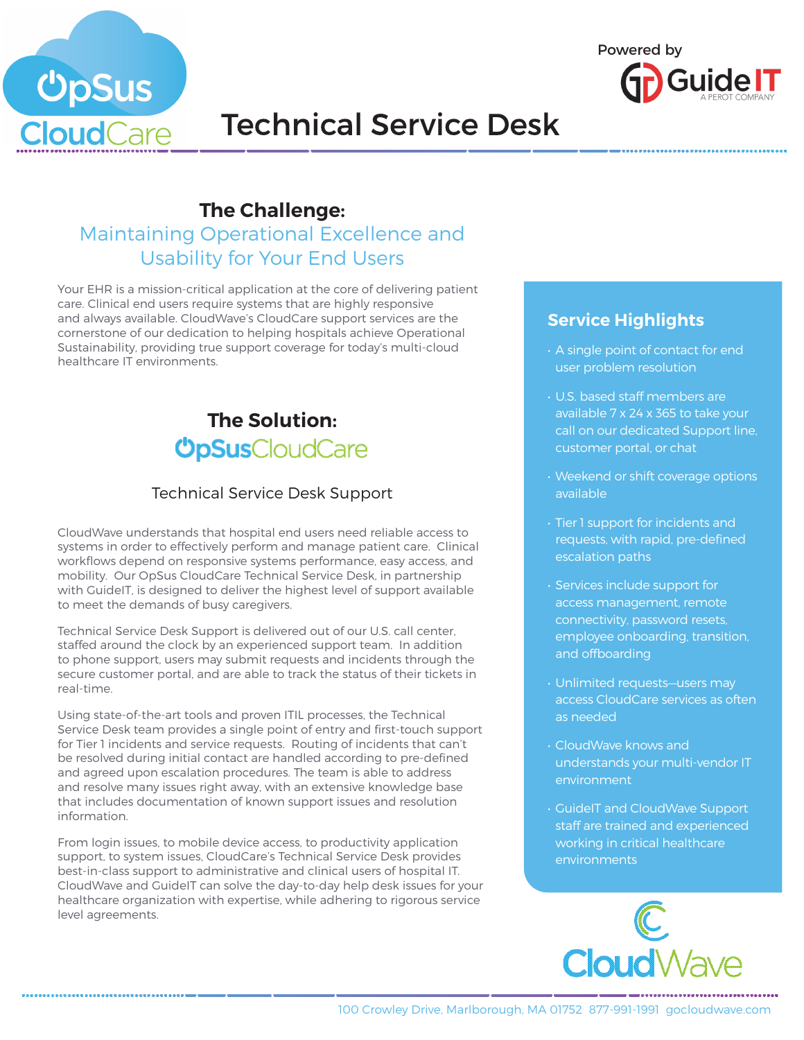# Technical Service Desk

Powered by GuideIT — A PEROT COMPANY

## The Challenge:

### Maintaining Operational Excellence and Usability for Your End Users

Your EHR is a mission-critical application at the core of delivering patient care. Clinical end users require systems that are highly responsive and always available. CloudWave's CloudCare support services are the cornerstone of our dedication to helping hospitals achieve Operational Sustainability, providing true support coverage for today's multi-cloud healthcare IT environments.

## The Solution:

### OpSusCloudCare

Technical Service Desk Support

CloudWave understands that hospital end users need reliable access to systems in order to effectively perform and manage patient care. Clinical workflows depend on responsive systems performance, easy access, and mobility. Our OpSus CloudCare Technical Service Desk, in partnership with GuideIT, is designed to deliver the highest level of support available to meet the demands of busy caregivers.

Technical Service Desk Support is delivered out of our U.S. call center, staffed around the clock by an experienced support team. In addition to phone support, users may submit requests and incidents through the secure customer portal, and are able to track the status of their tickets in real-time.

Using state-of-the-art tools and proven ITIL processes, the Technical Service Desk team provides a single point of entry and first-touch support for Tier 1 incidents and service requests. Routing of incidents that can't be resolved during initial contact are handled according to pre-defined and agreed upon escalation procedures. The team is able to address and resolve many issues right away, with an extensive knowledge base that includes documentation of known support issues and resolution information.

From login issues, to mobile device access, to productivity application support, to system issues, CloudCare's Technical Service Desk provides best-in-class support to administrative and clinical users of hospital IT. CloudWave and GuideIT can solve the day-to-day help desk issues for your healthcare organization with expertise, while adhering to rigorous service level agreements.

## Service Highlights

- A single point of contact for end user problem resolution
- U.S. based staff members are available 7 x 24 x 365 to take your call on our dedicated Support line, customer portal, or chat
- Weekend or shift coverage options available
- Tier 1 support for incidents and requests, with rapid, pre-defined escalation paths
- Services include support for access management, remote connectivity, password resets, employee onboarding, transition, and offboarding
- Unlimited requests—users may access CloudCare services as often as needed
- CloudWave knows and understands your multi-vendor IT environment
- GuideIT and CloudWave Support staff are trained and experienced working in critical healthcare environments

CloudWave

100 Crowley Drive, Marlborough, MA 01752 877-991-1991 gocloudwave.com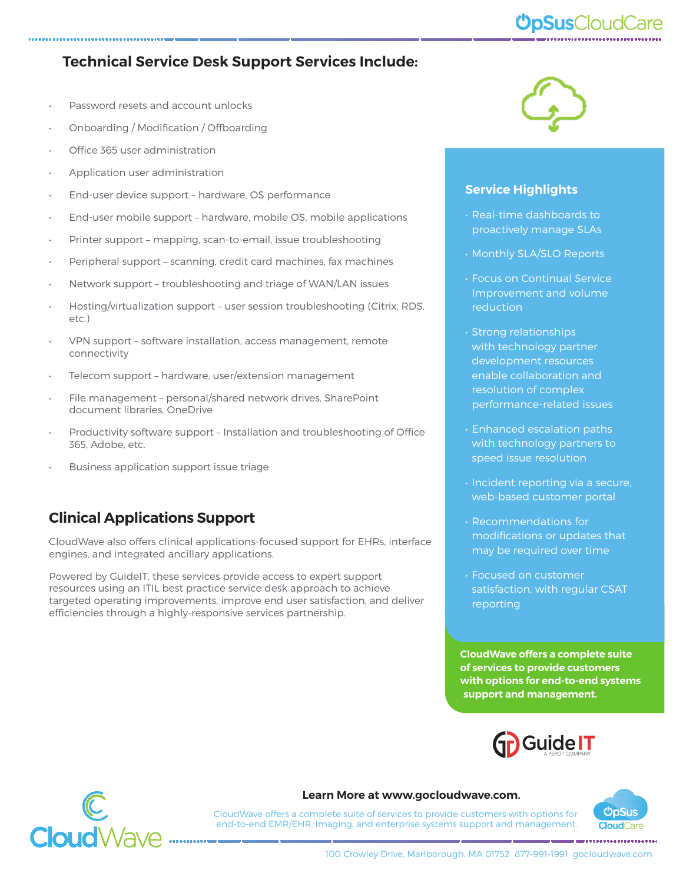## Technical Service Desk Support Services Include:

- Password resets and account unlocks
- Onboarding / Modification / Offboarding
- Office 365 user administration
- Application user administration
- End-user device support – hardware, OS performance
- End-user mobile support – hardware, mobile OS, mobile applications
- Printer support – mapping, scan-to-email, issue troubleshooting
- Peripheral support – scanning, credit card machines, fax machines
- Network support – troubleshooting and triage of WAN/LAN issues
- Hosting/virtualization support – user session troubleshooting (Citrix, RDS, etc.)
- VPN support – software installation, access management, remote connectivity
- Telecom support – hardware, user/extension management
- File management – personal/shared network drives, SharePoint document libraries, OneDrive
- Productivity software support – Installation and troubleshooting of Office 365, Adobe, etc.
- Business application support issue triage

## Clinical Applications Support

CloudWave also offers clinical applications-focused support for EHRs, interface engines, and integrated ancillary applications.

Powered by GuideIT, these services provide access to expert support resources using an ITIL best practice service desk approach to achieve targeted operating improvements, improve end user satisfaction, and deliver efficiencies through a highly-responsive services partnership.

### Service Highlights

- Real-time dashboards to proactively manage SLAs
- Monthly SLA/SLO Reports
- Focus on Continual Service Improvement and volume reduction
- Strong relationships with technology partner development resources enable collaboration and resolution of complex performance-related issues
- Enhanced escalation paths with technology partners to speed issue resolution
- Incident reporting via a secure, web-based customer portal
- Recommendations for modifications or updates that may be required over time
- Focused on customer satisfaction, with regular CSAT reporting

**CloudWave offers a complete suite of services to provide customers with options for end-to-end systems support and management.**

GuideIT A PEROT COMPANY

**Learn More at www.gocloudwave.com.**

CloudWave offers a complete suite of services to provide customers with options for end-to-end EMR/EHR, Imaging, and enterprise systems support and management.

100 Crowley Drive, Marlborough, MA 01752 877-991-1991 gocloudwave.com